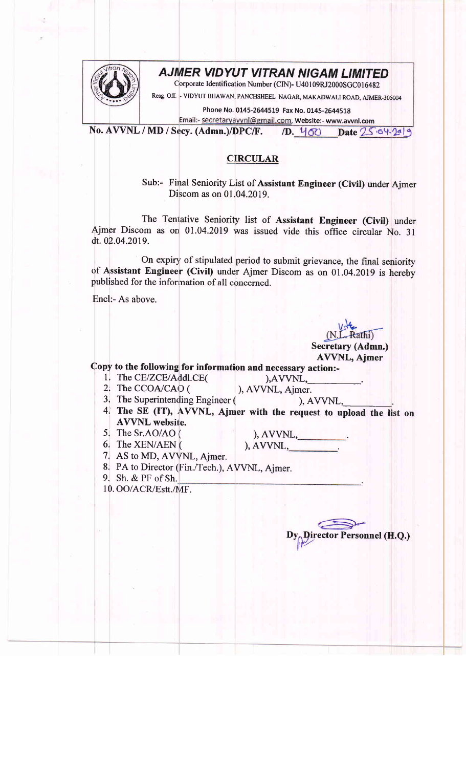# AJMER VIDYUT VITRAN NIGAM LIMITED

Corporate Identification Number (CIN)- U40109RJ2000SGC016482

Resg. Off. - VIDYUT BHAWAN, PANCHSHEEL NAGAR, MAKADWALI ROAD, AJMER-305004

Phone No. 0145-2644519 Fax No. 0145-2644518

Email:- secretaryavvnl@gmail.com, Website:- www.avvnl.com

**No. AVVNL / MD / Secy. (Admn.)/DPC/F. /D. 400 Date 25.04.2019**

## CIRCULAR

Sub:- Final Seniority List of **Assistant Engineer (Civil)** under Ajmer Discom as on 01.04.2019.

The Tentative Seniority list of **Assistant Engineer (Civil)** under Ajmer Discom as on 01.04.2019 was issued vide this office circular No. 31 dt. 02.04.2019.

On expiry of stipulated period to submit grievance, the final seniority of **Assistant Engineer (Civil)** under Ajmer Discom as on 01.04.2019 is hereby published for the information of all concerned.

Encl:- As above.

(N.L. Rathi)
**Secretary (Admn.)**
**AVVNL, Ajmer**

**Copy to the following for information and necessary action:-**

1. The CE/ZCE/Addl.CE( ),AVVNL,\_\_\_\_\_\_\_\_\_\_.
2. The CCOA/CAO ( ), AVVNL, Ajmer.
3. The Superintending Engineer ( ), AVVNL,\_\_\_\_\_\_\_\_\_\_.
4. **The SE (IT), AVVNL, Ajmer with the request to upload the list on AVVNL website.**
5. The Sr.AO/AO ( ), AVVNL,\_\_\_\_\_\_\_\_\_\_.
6. The XEN/AEN ( ), AVVNL,\_\_\_\_\_\_\_\_\_\_.
7. AS to MD, AVVNL, Ajmer.
8. PA to Director (Fin./Tech.), AVVNL, Ajmer.
9. Sh. & PF of Sh.\_\_\_\_\_\_\_\_\_\_\_\_\_\_\_\_\_\_\_\_.
10. OO/ACR/Estt./MF.

**Dy. Director Personnel (H.Q.)**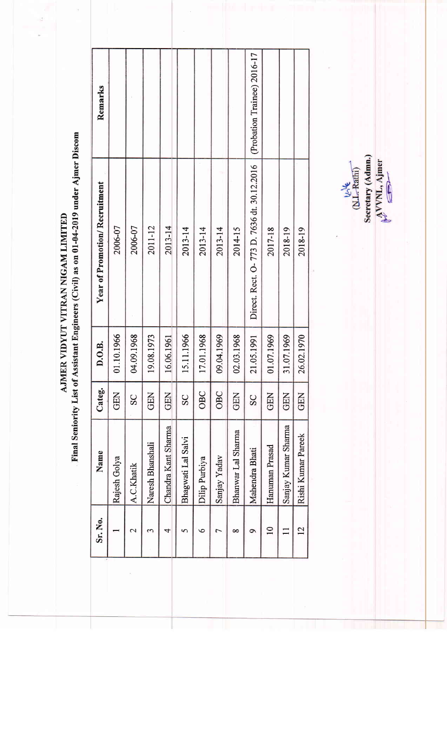**AJMER VIDYUT VITRAN NIGAM LIMITED**

**Final Seniority List of Assistant Engineers (Civil) as on 01-04-2019 under Ajmer Discom**

| Sr. No. | Name | Categ. | D.O.B. | Year of Promotion/ Recruitment | Remarks |
|---|---|---|---|---|---|
| 1 | Rajesh Golya | GEN | 01.10.1966 | 2006-07 | |
| 2 | A.C.Khatik | SC | 04.09.1968 | 2006-07 | |
| 3 | Naresh Bhanshali | GEN | 19.08.1973 | 2011-12 | |
| 4 | Chandra Kant Sharma | GEN | 16.06.1961 | 2013-14 | |
| 5 | Bhagwati Lal Salvi | SC | 15.11.1966 | 2013-14 | |
| 6 | Dilip Purbiya | OBC | 17.01.1968 | 2013-14 | |
| 7 | Sanjay Yadav | OBC | 09.04.1969 | 2013-14 | |
| 8 | Bhanwar Lal Sharma | GEN | 02.03.1968 | 2014-15 | |
| 9 | Mahendra Bhati | SC | 21.05.1991 | Direct. Rect. O- 773 D. 7636 dt. 30.12.2016 | (Probation Trainee) 2016-17 |
| 10 | Hanuman Prasad | GEN | 01.07.1969 | 2017-18 | |
| 11 | Sanjay Kumar Sharma | GEN | 31.07.1969 | 2018-19 | |
| 12 | Rishi Kumar Pareek | GEN | 26.02.1970 | 2018-19 | |

(N.L. Rathi)
**Secretary (Admn.)**
**AVVNL, Ajmer**